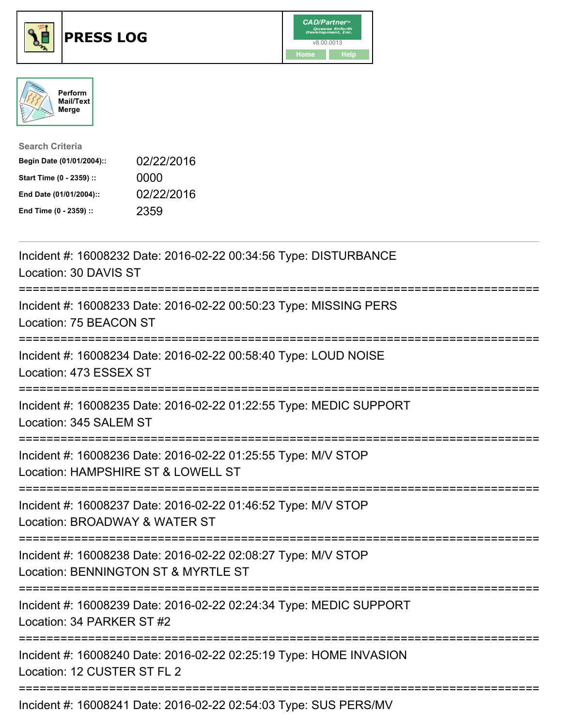# PRESS LOG

CAD/Partner
v8.00.0013
Home Help

Perform Mail/Text Merge

**Search Criteria**

| | |
|---|---|
| **Begin Date (01/01/2004)::** | 02/22/2016 |
| **Start Time (0 - 2359) ::** | 0000 |
| **End Date (01/01/2004)::** | 02/22/2016 |
| **End Time (0 - 2359) ::** | 2359 |

---

Incident #: 16008232 Date: 2016-02-22 00:34:56 Type: DISTURBANCE
Location: 30 DAVIS ST

===========================================================================

Incident #: 16008233 Date: 2016-02-22 00:50:23 Type: MISSING PERS
Location: 75 BEACON ST

===========================================================================

Incident #: 16008234 Date: 2016-02-22 00:58:40 Type: LOUD NOISE
Location: 473 ESSEX ST

===========================================================================

Incident #: 16008235 Date: 2016-02-22 01:22:55 Type: MEDIC SUPPORT
Location: 345 SALEM ST

===========================================================================

Incident #: 16008236 Date: 2016-02-22 01:25:55 Type: M/V STOP
Location: HAMPSHIRE ST & LOWELL ST

===========================================================================

Incident #: 16008237 Date: 2016-02-22 01:46:52 Type: M/V STOP
Location: BROADWAY & WATER ST

===========================================================================

Incident #: 16008238 Date: 2016-02-22 02:08:27 Type: M/V STOP
Location: BENNINGTON ST & MYRTLE ST

===========================================================================

Incident #: 16008239 Date: 2016-02-22 02:24:34 Type: MEDIC SUPPORT
Location: 34 PARKER ST #2

===========================================================================

Incident #: 16008240 Date: 2016-02-22 02:25:19 Type: HOME INVASION
Location: 12 CUSTER ST FL 2

===========================================================================

Incident #: 16008241 Date: 2016-02-22 02:54:03 Type: SUS PERS/MV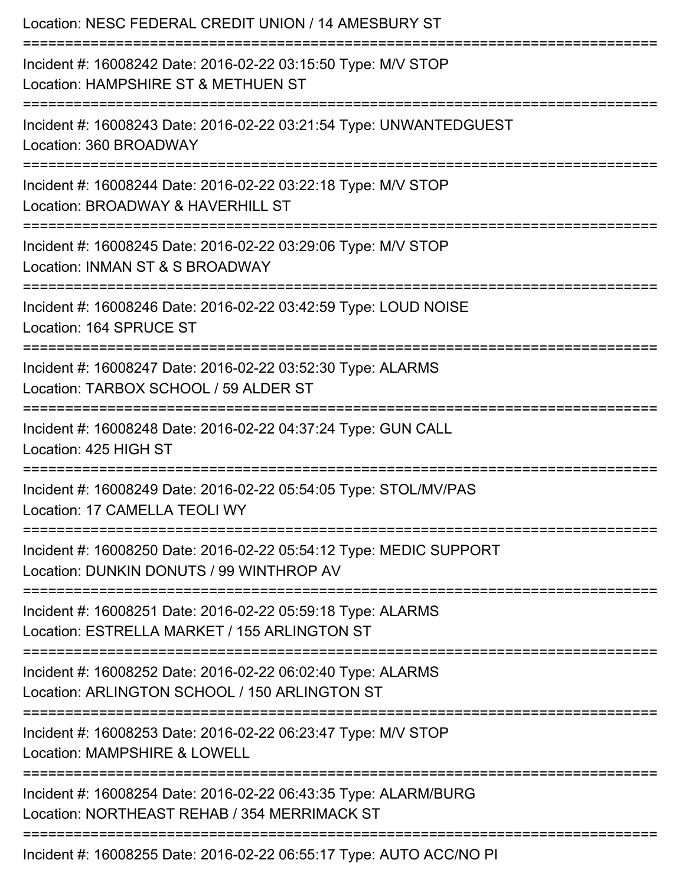Location: NESC FEDERAL CREDIT UNION / 14 AMESBURY ST

===========================================================================

Incident #: 16008242 Date: 2016-02-22 03:15:50 Type: M/V STOP

Location: HAMPSHIRE ST & METHUEN ST

===========================================================================

Incident #: 16008243 Date: 2016-02-22 03:21:54 Type: UNWANTEDGUEST

Location: 360 BROADWAY

===========================================================================

Incident #: 16008244 Date: 2016-02-22 03:22:18 Type: M/V STOP

Location: BROADWAY & HAVERHILL ST

===========================================================================

Incident #: 16008245 Date: 2016-02-22 03:29:06 Type: M/V STOP

Location: INMAN ST & S BROADWAY

===========================================================================

Incident #: 16008246 Date: 2016-02-22 03:42:59 Type: LOUD NOISE

Location: 164 SPRUCE ST

===========================================================================

Incident #: 16008247 Date: 2016-02-22 03:52:30 Type: ALARMS

Location: TARBOX SCHOOL / 59 ALDER ST

===========================================================================

Incident #: 16008248 Date: 2016-02-22 04:37:24 Type: GUN CALL

Location: 425 HIGH ST

===========================================================================

Incident #: 16008249 Date: 2016-02-22 05:54:05 Type: STOL/MV/PAS

Location: 17 CAMELLA TEOLI WY

===========================================================================

Incident #: 16008250 Date: 2016-02-22 05:54:12 Type: MEDIC SUPPORT

Location: DUNKIN DONUTS / 99 WINTHROP AV

===========================================================================

Incident #: 16008251 Date: 2016-02-22 05:59:18 Type: ALARMS

Location: ESTRELLA MARKET / 155 ARLINGTON ST

===========================================================================

Incident #: 16008252 Date: 2016-02-22 06:02:40 Type: ALARMS

Location: ARLINGTON SCHOOL / 150 ARLINGTON ST

===========================================================================

Incident #: 16008253 Date: 2016-02-22 06:23:47 Type: M/V STOP

Location: MAMPSHIRE & LOWELL

===========================================================================

Incident #: 16008254 Date: 2016-02-22 06:43:35 Type: ALARM/BURG

Location: NORTHEAST REHAB / 354 MERRIMACK ST

===========================================================================

Incident #: 16008255 Date: 2016-02-22 06:55:17 Type: AUTO ACC/NO PI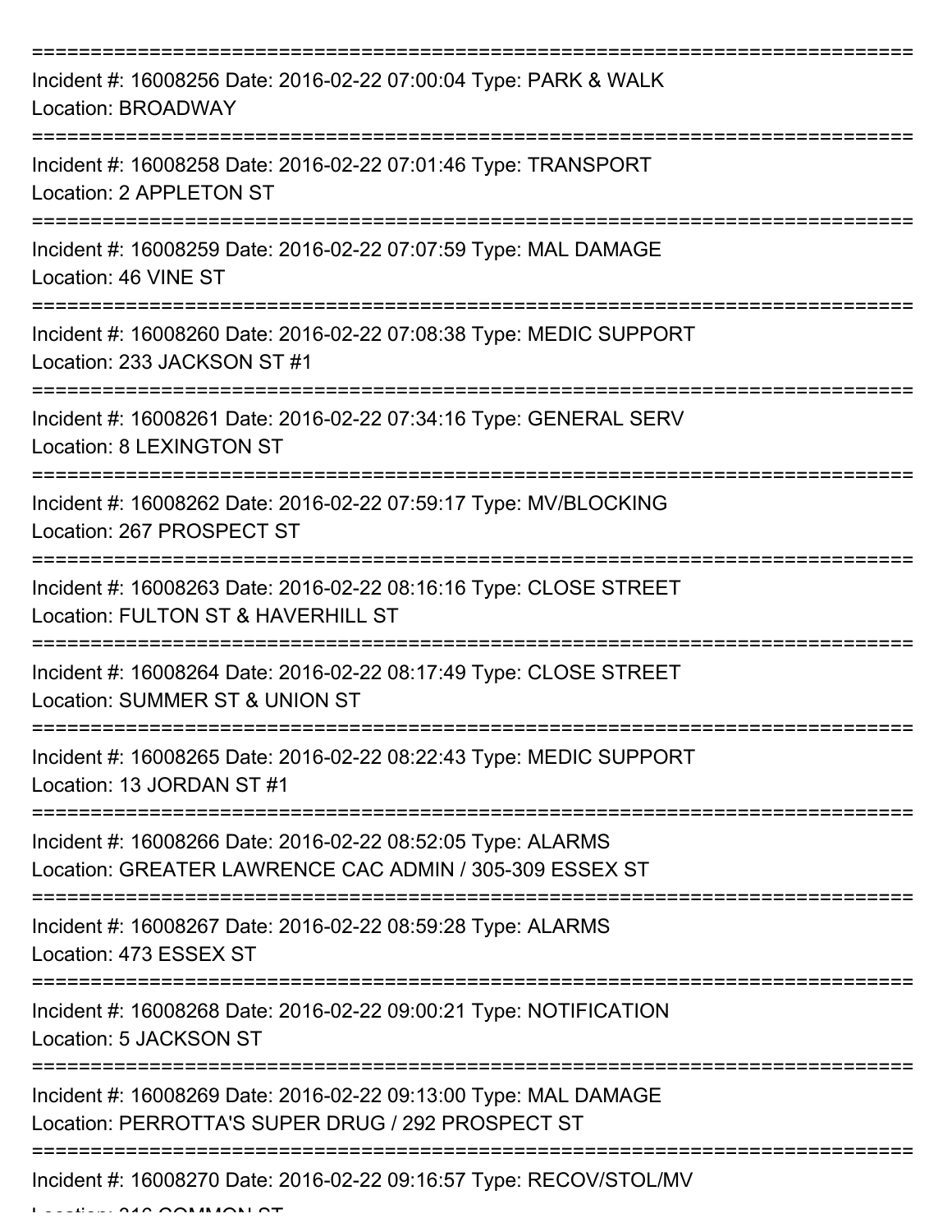===========================================================================

Incident #: 16008256 Date: 2016-02-22 07:00:04 Type: PARK & WALK
Location: BROADWAY

===========================================================================

Incident #: 16008258 Date: 2016-02-22 07:01:46 Type: TRANSPORT
Location: 2 APPLETON ST

===========================================================================

Incident #: 16008259 Date: 2016-02-22 07:07:59 Type: MAL DAMAGE
Location: 46 VINE ST

===========================================================================

Incident #: 16008260 Date: 2016-02-22 07:08:38 Type: MEDIC SUPPORT
Location: 233 JACKSON ST #1

===========================================================================

Incident #: 16008261 Date: 2016-02-22 07:34:16 Type: GENERAL SERV
Location: 8 LEXINGTON ST

===========================================================================

Incident #: 16008262 Date: 2016-02-22 07:59:17 Type: MV/BLOCKING
Location: 267 PROSPECT ST

===========================================================================

Incident #: 16008263 Date: 2016-02-22 08:16:16 Type: CLOSE STREET
Location: FULTON ST & HAVERHILL ST

===========================================================================

Incident #: 16008264 Date: 2016-02-22 08:17:49 Type: CLOSE STREET
Location: SUMMER ST & UNION ST

===========================================================================

Incident #: 16008265 Date: 2016-02-22 08:22:43 Type: MEDIC SUPPORT
Location: 13 JORDAN ST #1

===========================================================================

Incident #: 16008266 Date: 2016-02-22 08:52:05 Type: ALARMS
Location: GREATER LAWRENCE CAC ADMIN / 305-309 ESSEX ST

===========================================================================

Incident #: 16008267 Date: 2016-02-22 08:59:28 Type: ALARMS
Location: 473 ESSEX ST

===========================================================================

Incident #: 16008268 Date: 2016-02-22 09:00:21 Type: NOTIFICATION
Location: 5 JACKSON ST

===========================================================================

Incident #: 16008269 Date: 2016-02-22 09:13:00 Type: MAL DAMAGE
Location: PERROTTA'S SUPER DRUG / 292 PROSPECT ST

===========================================================================

Incident #: 16008270 Date: 2016-02-22 09:16:57 Type: RECOV/STOL/MV
Location: 316 COMMON ST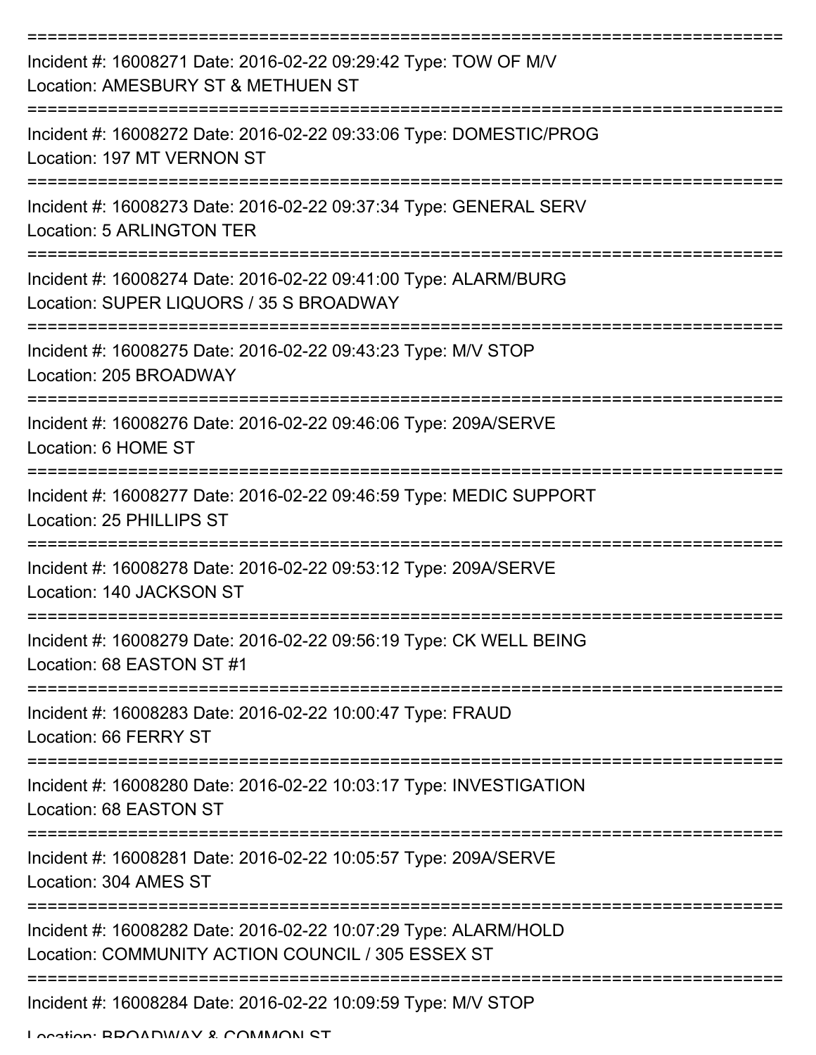===========================================================================

Incident #: 16008271 Date: 2016-02-22 09:29:42 Type: TOW OF M/V
Location: AMESBURY ST & METHUEN ST

===========================================================================

Incident #: 16008272 Date: 2016-02-22 09:33:06 Type: DOMESTIC/PROG
Location: 197 MT VERNON ST

===========================================================================

Incident #: 16008273 Date: 2016-02-22 09:37:34 Type: GENERAL SERV
Location: 5 ARLINGTON TER

===========================================================================

Incident #: 16008274 Date: 2016-02-22 09:41:00 Type: ALARM/BURG
Location: SUPER LIQUORS / 35 S BROADWAY

===========================================================================

Incident #: 16008275 Date: 2016-02-22 09:43:23 Type: M/V STOP
Location: 205 BROADWAY

===========================================================================

Incident #: 16008276 Date: 2016-02-22 09:46:06 Type: 209A/SERVE
Location: 6 HOME ST

===========================================================================

Incident #: 16008277 Date: 2016-02-22 09:46:59 Type: MEDIC SUPPORT
Location: 25 PHILLIPS ST

===========================================================================

Incident #: 16008278 Date: 2016-02-22 09:53:12 Type: 209A/SERVE
Location: 140 JACKSON ST

===========================================================================

Incident #: 16008279 Date: 2016-02-22 09:56:19 Type: CK WELL BEING
Location: 68 EASTON ST #1

===========================================================================

Incident #: 16008283 Date: 2016-02-22 10:00:47 Type: FRAUD
Location: 66 FERRY ST

===========================================================================

Incident #: 16008280 Date: 2016-02-22 10:03:17 Type: INVESTIGATION
Location: 68 EASTON ST

===========================================================================

Incident #: 16008281 Date: 2016-02-22 10:05:57 Type: 209A/SERVE
Location: 304 AMES ST

===========================================================================

Incident #: 16008282 Date: 2016-02-22 10:07:29 Type: ALARM/HOLD
Location: COMMUNITY ACTION COUNCIL / 305 ESSEX ST

===========================================================================

Incident #: 16008284 Date: 2016-02-22 10:09:59 Type: M/V STOP
Location: BROADWAY & COMMON ST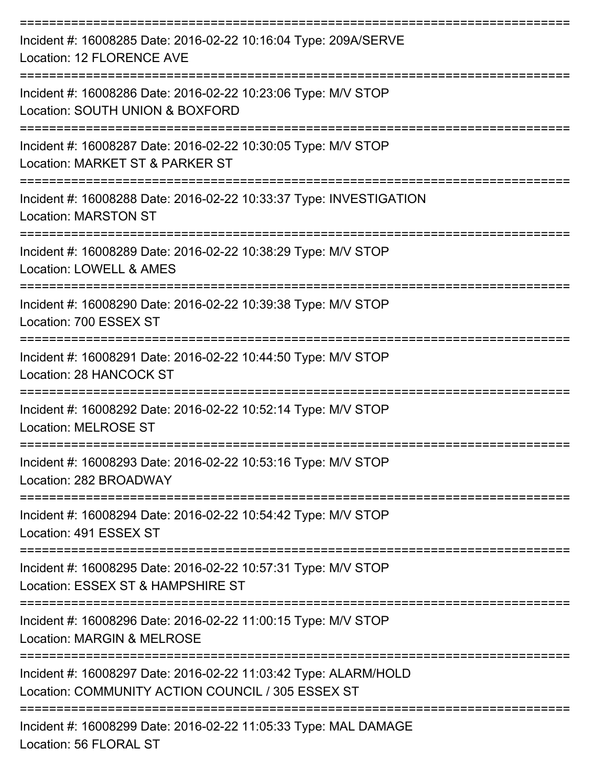Incident #: 16008285 Date: 2016-02-22 10:16:04 Type: 209A/SERVE
Location: 12 FLORENCE AVE

---

Incident #: 16008286 Date: 2016-02-22 10:23:06 Type: M/V STOP
Location: SOUTH UNION & BOXFORD

---

Incident #: 16008287 Date: 2016-02-22 10:30:05 Type: M/V STOP
Location: MARKET ST & PARKER ST

---

Incident #: 16008288 Date: 2016-02-22 10:33:37 Type: INVESTIGATION
Location: MARSTON ST

---

Incident #: 16008289 Date: 2016-02-22 10:38:29 Type: M/V STOP
Location: LOWELL & AMES

---

Incident #: 16008290 Date: 2016-02-22 10:39:38 Type: M/V STOP
Location: 700 ESSEX ST

---

Incident #: 16008291 Date: 2016-02-22 10:44:50 Type: M/V STOP
Location: 28 HANCOCK ST

---

Incident #: 16008292 Date: 2016-02-22 10:52:14 Type: M/V STOP
Location: MELROSE ST

---

Incident #: 16008293 Date: 2016-02-22 10:53:16 Type: M/V STOP
Location: 282 BROADWAY

---

Incident #: 16008294 Date: 2016-02-22 10:54:42 Type: M/V STOP
Location: 491 ESSEX ST

---

Incident #: 16008295 Date: 2016-02-22 10:57:31 Type: M/V STOP
Location: ESSEX ST & HAMPSHIRE ST

---

Incident #: 16008296 Date: 2016-02-22 11:00:15 Type: M/V STOP
Location: MARGIN & MELROSE

---

Incident #: 16008297 Date: 2016-02-22 11:03:42 Type: ALARM/HOLD
Location: COMMUNITY ACTION COUNCIL / 305 ESSEX ST

---

Incident #: 16008299 Date: 2016-02-22 11:05:33 Type: MAL DAMAGE
Location: 56 FLORAL ST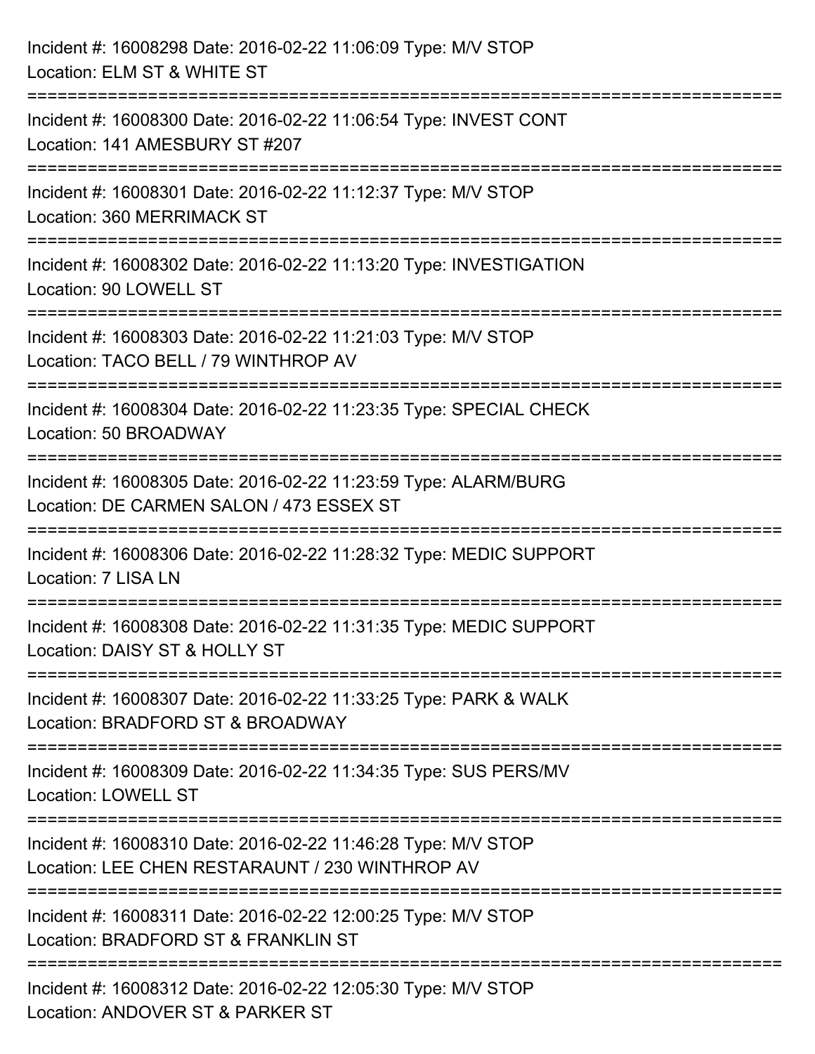Incident #: 16008298 Date: 2016-02-22 11:06:09 Type: M/V STOP
Location: ELM ST & WHITE ST

===========================================================================

Incident #: 16008300 Date: 2016-02-22 11:06:54 Type: INVEST CONT
Location: 141 AMESBURY ST #207

===========================================================================

Incident #: 16008301 Date: 2016-02-22 11:12:37 Type: M/V STOP
Location: 360 MERRIMACK ST

===========================================================================

Incident #: 16008302 Date: 2016-02-22 11:13:20 Type: INVESTIGATION
Location: 90 LOWELL ST

===========================================================================

Incident #: 16008303 Date: 2016-02-22 11:21:03 Type: M/V STOP
Location: TACO BELL / 79 WINTHROP AV

===========================================================================

Incident #: 16008304 Date: 2016-02-22 11:23:35 Type: SPECIAL CHECK
Location: 50 BROADWAY

===========================================================================

Incident #: 16008305 Date: 2016-02-22 11:23:59 Type: ALARM/BURG
Location: DE CARMEN SALON / 473 ESSEX ST

===========================================================================

Incident #: 16008306 Date: 2016-02-22 11:28:32 Type: MEDIC SUPPORT
Location: 7 LISA LN

===========================================================================

Incident #: 16008308 Date: 2016-02-22 11:31:35 Type: MEDIC SUPPORT
Location: DAISY ST & HOLLY ST

===========================================================================

Incident #: 16008307 Date: 2016-02-22 11:33:25 Type: PARK & WALK
Location: BRADFORD ST & BROADWAY

===========================================================================

Incident #: 16008309 Date: 2016-02-22 11:34:35 Type: SUS PERS/MV
Location: LOWELL ST

===========================================================================

Incident #: 16008310 Date: 2016-02-22 11:46:28 Type: M/V STOP
Location: LEE CHEN RESTARAUNT / 230 WINTHROP AV

===========================================================================

Incident #: 16008311 Date: 2016-02-22 12:00:25 Type: M/V STOP
Location: BRADFORD ST & FRANKLIN ST

===========================================================================

Incident #: 16008312 Date: 2016-02-22 12:05:30 Type: M/V STOP
Location: ANDOVER ST & PARKER ST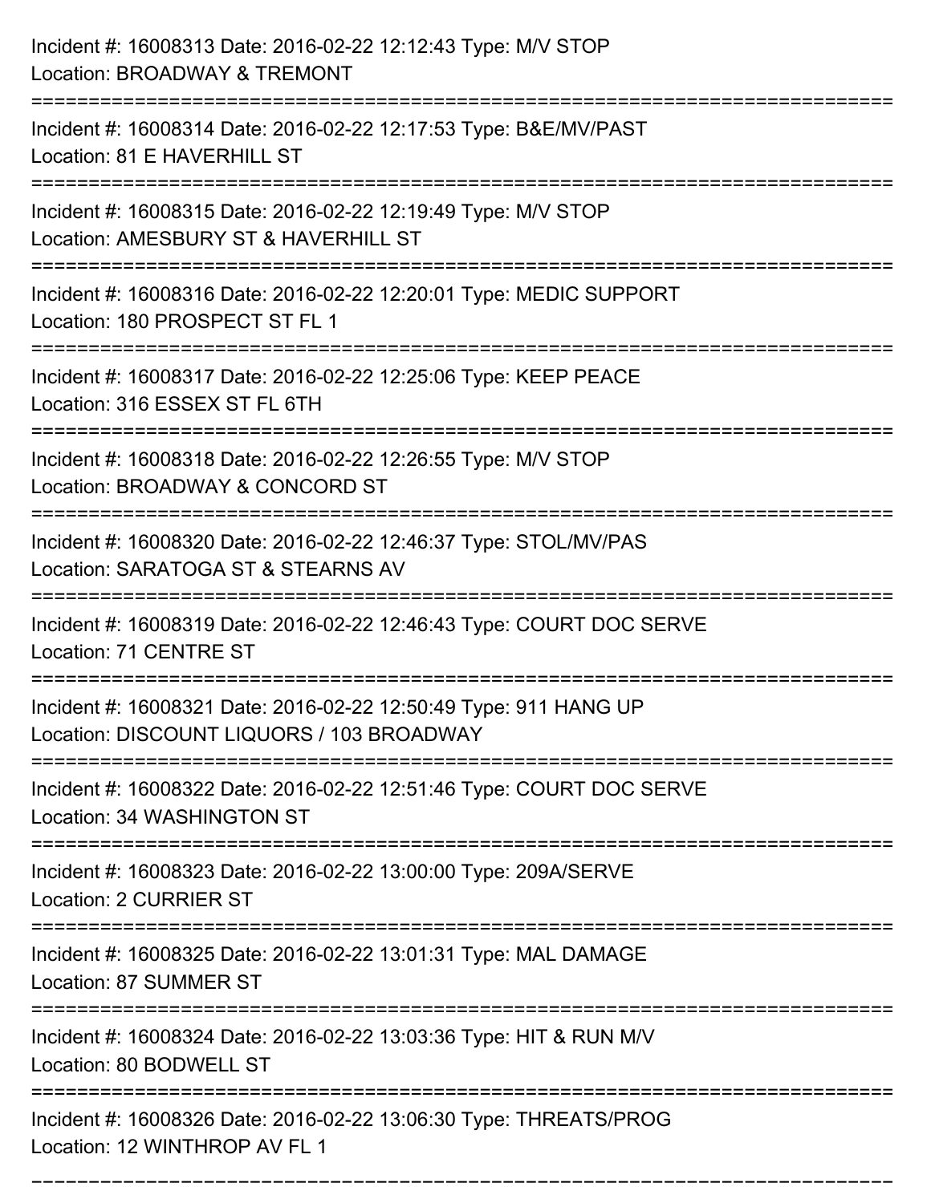Incident #: 16008313 Date: 2016-02-22 12:12:43 Type: M/V STOP
Location: BROADWAY & TREMONT

===========================================================================

Incident #: 16008314 Date: 2016-02-22 12:17:53 Type: B&E/MV/PAST
Location: 81 E HAVERHILL ST

===========================================================================

Incident #: 16008315 Date: 2016-02-22 12:19:49 Type: M/V STOP
Location: AMESBURY ST & HAVERHILL ST

===========================================================================

Incident #: 16008316 Date: 2016-02-22 12:20:01 Type: MEDIC SUPPORT
Location: 180 PROSPECT ST FL 1

===========================================================================

Incident #: 16008317 Date: 2016-02-22 12:25:06 Type: KEEP PEACE
Location: 316 ESSEX ST FL 6TH

===========================================================================

Incident #: 16008318 Date: 2016-02-22 12:26:55 Type: M/V STOP
Location: BROADWAY & CONCORD ST

===========================================================================

Incident #: 16008320 Date: 2016-02-22 12:46:37 Type: STOL/MV/PAS
Location: SARATOGA ST & STEARNS AV

===========================================================================

Incident #: 16008319 Date: 2016-02-22 12:46:43 Type: COURT DOC SERVE
Location: 71 CENTRE ST

===========================================================================

Incident #: 16008321 Date: 2016-02-22 12:50:49 Type: 911 HANG UP
Location: DISCOUNT LIQUORS / 103 BROADWAY

===========================================================================

Incident #: 16008322 Date: 2016-02-22 12:51:46 Type: COURT DOC SERVE
Location: 34 WASHINGTON ST

===========================================================================

Incident #: 16008323 Date: 2016-02-22 13:00:00 Type: 209A/SERVE
Location: 2 CURRIER ST

===========================================================================

Incident #: 16008325 Date: 2016-02-22 13:01:31 Type: MAL DAMAGE
Location: 87 SUMMER ST

===========================================================================

Incident #: 16008324 Date: 2016-02-22 13:03:36 Type: HIT & RUN M/V
Location: 80 BODWELL ST

===========================================================================

Incident #: 16008326 Date: 2016-02-22 13:06:30 Type: THREATS/PROG
Location: 12 WINTHROP AV FL 1

===========================================================================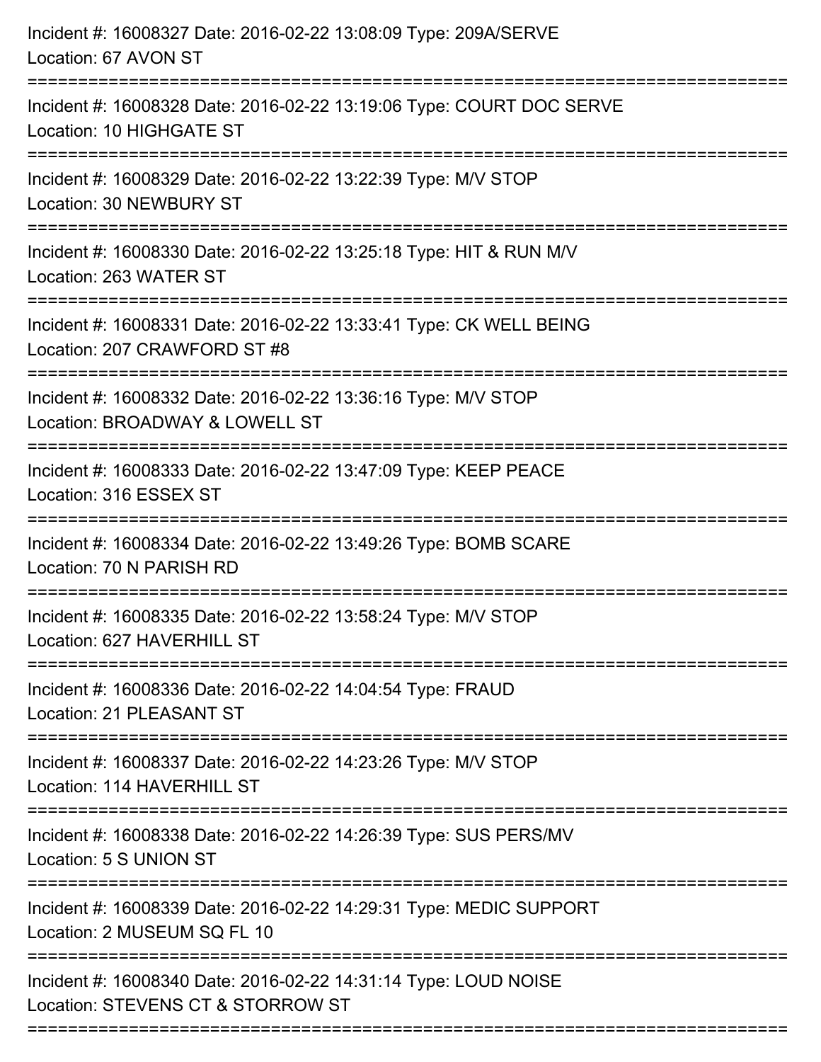Incident #: 16008327 Date: 2016-02-22 13:08:09 Type: 209A/SERVE
Location: 67 AVON ST

===========================================================================

Incident #: 16008328 Date: 2016-02-22 13:19:06 Type: COURT DOC SERVE
Location: 10 HIGHGATE ST

===========================================================================

Incident #: 16008329 Date: 2016-02-22 13:22:39 Type: M/V STOP
Location: 30 NEWBURY ST

===========================================================================

Incident #: 16008330 Date: 2016-02-22 13:25:18 Type: HIT & RUN M/V
Location: 263 WATER ST

===========================================================================

Incident #: 16008331 Date: 2016-02-22 13:33:41 Type: CK WELL BEING
Location: 207 CRAWFORD ST #8

===========================================================================

Incident #: 16008332 Date: 2016-02-22 13:36:16 Type: M/V STOP
Location: BROADWAY & LOWELL ST

===========================================================================

Incident #: 16008333 Date: 2016-02-22 13:47:09 Type: KEEP PEACE
Location: 316 ESSEX ST

===========================================================================

Incident #: 16008334 Date: 2016-02-22 13:49:26 Type: BOMB SCARE
Location: 70 N PARISH RD

===========================================================================

Incident #: 16008335 Date: 2016-02-22 13:58:24 Type: M/V STOP
Location: 627 HAVERHILL ST

===========================================================================

Incident #: 16008336 Date: 2016-02-22 14:04:54 Type: FRAUD
Location: 21 PLEASANT ST

===========================================================================

Incident #: 16008337 Date: 2016-02-22 14:23:26 Type: M/V STOP
Location: 114 HAVERHILL ST

===========================================================================

Incident #: 16008338 Date: 2016-02-22 14:26:39 Type: SUS PERS/MV
Location: 5 S UNION ST

===========================================================================

Incident #: 16008339 Date: 2016-02-22 14:29:31 Type: MEDIC SUPPORT
Location: 2 MUSEUM SQ FL 10

===========================================================================

Incident #: 16008340 Date: 2016-02-22 14:31:14 Type: LOUD NOISE
Location: STEVENS CT & STORROW ST

===========================================================================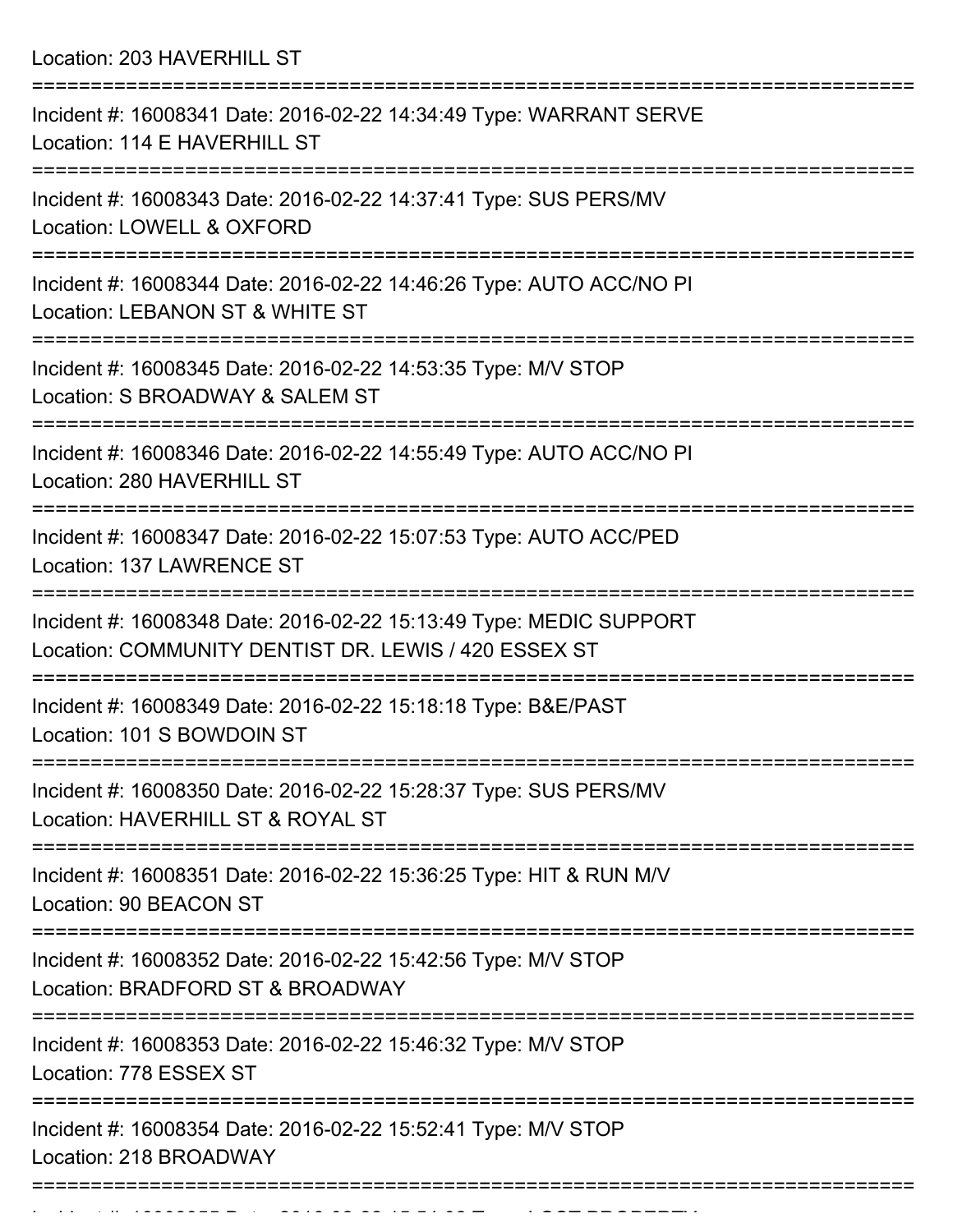Location: 203 HAVERHILL ST

===========================================================================

Incident #: 16008341 Date: 2016-02-22 14:34:49 Type: WARRANT SERVE
Location: 114 E HAVERHILL ST

===========================================================================

Incident #: 16008343 Date: 2016-02-22 14:37:41 Type: SUS PERS/MV
Location: LOWELL & OXFORD

===========================================================================

Incident #: 16008344 Date: 2016-02-22 14:46:26 Type: AUTO ACC/NO PI
Location: LEBANON ST & WHITE ST

===========================================================================

Incident #: 16008345 Date: 2016-02-22 14:53:35 Type: M/V STOP
Location: S BROADWAY & SALEM ST

===========================================================================

Incident #: 16008346 Date: 2016-02-22 14:55:49 Type: AUTO ACC/NO PI
Location: 280 HAVERHILL ST

===========================================================================

Incident #: 16008347 Date: 2016-02-22 15:07:53 Type: AUTO ACC/PED
Location: 137 LAWRENCE ST

===========================================================================

Incident #: 16008348 Date: 2016-02-22 15:13:49 Type: MEDIC SUPPORT
Location: COMMUNITY DENTIST DR. LEWIS / 420 ESSEX ST

===========================================================================

Incident #: 16008349 Date: 2016-02-22 15:18:18 Type: B&E/PAST
Location: 101 S BOWDOIN ST

===========================================================================

Incident #: 16008350 Date: 2016-02-22 15:28:37 Type: SUS PERS/MV
Location: HAVERHILL ST & ROYAL ST

===========================================================================

Incident #: 16008351 Date: 2016-02-22 15:36:25 Type: HIT & RUN M/V
Location: 90 BEACON ST

===========================================================================

Incident #: 16008352 Date: 2016-02-22 15:42:56 Type: M/V STOP
Location: BRADFORD ST & BROADWAY

===========================================================================

Incident #: 16008353 Date: 2016-02-22 15:46:32 Type: M/V STOP
Location: 778 ESSEX ST

===========================================================================

Incident #: 16008354 Date: 2016-02-22 15:52:41 Type: M/V STOP
Location: 218 BROADWAY

===========================================================================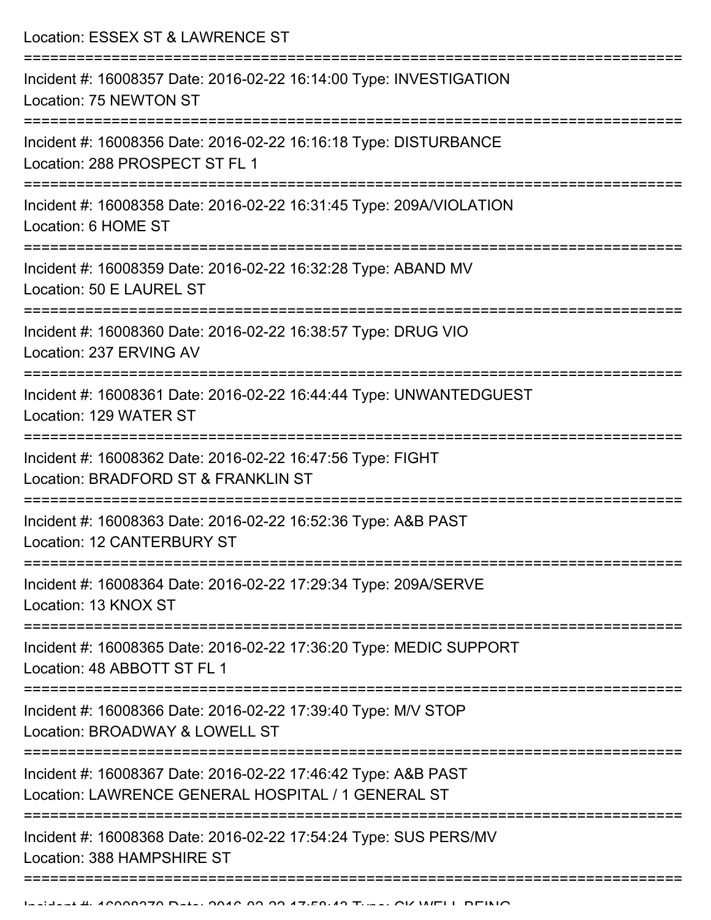Location: ESSEX ST & LAWRENCE ST

===========================================================================

Incident #: 16008357 Date: 2016-02-22 16:14:00 Type: INVESTIGATION
Location: 75 NEWTON ST

===========================================================================

Incident #: 16008356 Date: 2016-02-22 16:16:18 Type: DISTURBANCE
Location: 288 PROSPECT ST FL 1

===========================================================================

Incident #: 16008358 Date: 2016-02-22 16:31:45 Type: 209A/VIOLATION
Location: 6 HOME ST

===========================================================================

Incident #: 16008359 Date: 2016-02-22 16:32:28 Type: ABAND MV
Location: 50 E LAUREL ST

===========================================================================

Incident #: 16008360 Date: 2016-02-22 16:38:57 Type: DRUG VIO
Location: 237 ERVING AV

===========================================================================

Incident #: 16008361 Date: 2016-02-22 16:44:44 Type: UNWANTEDGUEST
Location: 129 WATER ST

===========================================================================

Incident #: 16008362 Date: 2016-02-22 16:47:56 Type: FIGHT
Location: BRADFORD ST & FRANKLIN ST

===========================================================================

Incident #: 16008363 Date: 2016-02-22 16:52:36 Type: A&B PAST
Location: 12 CANTERBURY ST

===========================================================================

Incident #: 16008364 Date: 2016-02-22 17:29:34 Type: 209A/SERVE
Location: 13 KNOX ST

===========================================================================

Incident #: 16008365 Date: 2016-02-22 17:36:20 Type: MEDIC SUPPORT
Location: 48 ABBOTT ST FL 1

===========================================================================

Incident #: 16008366 Date: 2016-02-22 17:39:40 Type: M/V STOP
Location: BROADWAY & LOWELL ST

===========================================================================

Incident #: 16008367 Date: 2016-02-22 17:46:42 Type: A&B PAST
Location: LAWRENCE GENERAL HOSPITAL / 1 GENERAL ST

===========================================================================

Incident #: 16008368 Date: 2016-02-22 17:54:24 Type: SUS PERS/MV
Location: 388 HAMPSHIRE ST

===========================================================================

Incident #: 16008370 Date: 2016-02-22 17:58:43 Type: CK WELL BEING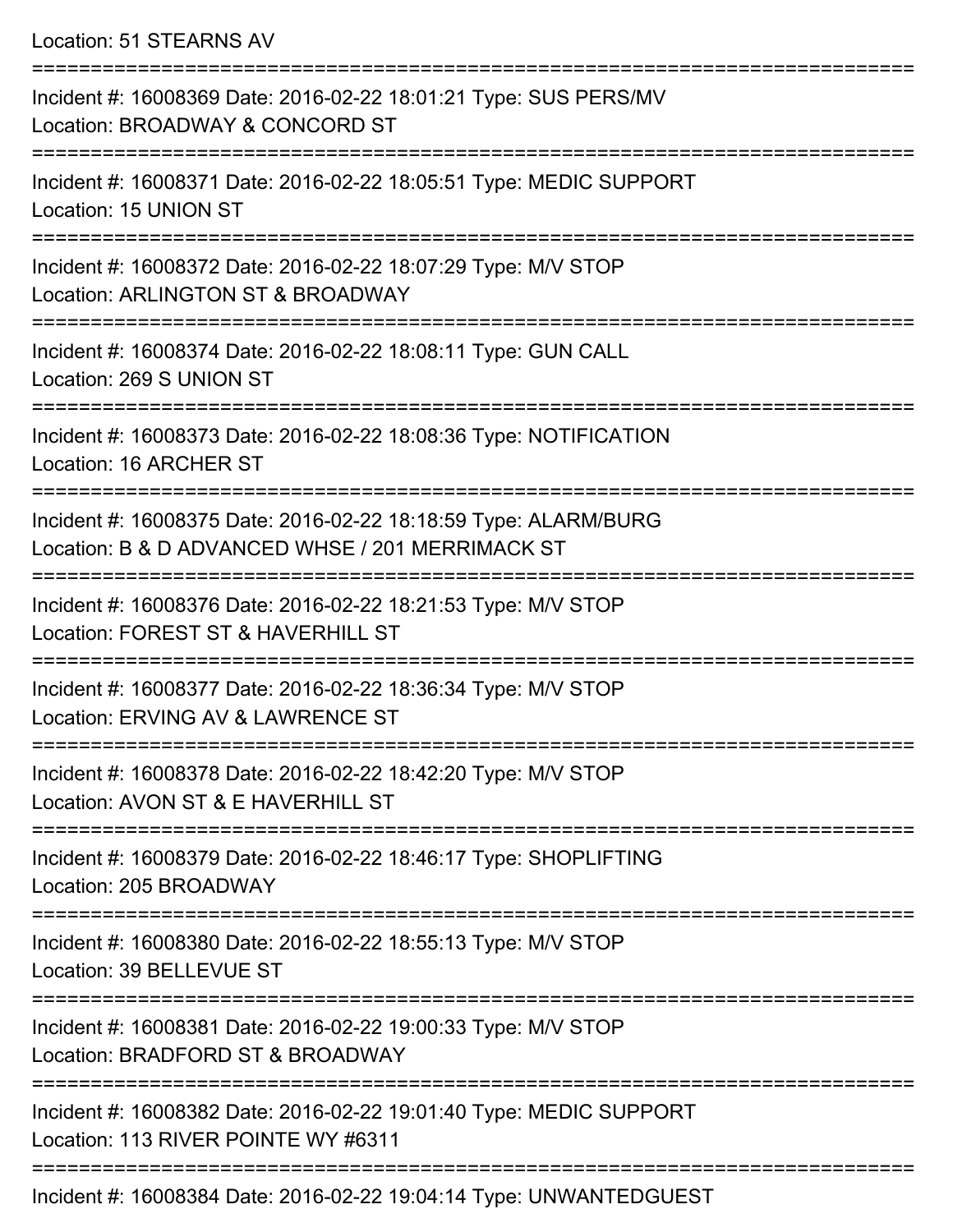Location: 51 STEARNS AV

===========================================================================

Incident #: 16008369 Date: 2016-02-22 18:01:21 Type: SUS PERS/MV
Location: BROADWAY & CONCORD ST

===========================================================================

Incident #: 16008371 Date: 2016-02-22 18:05:51 Type: MEDIC SUPPORT
Location: 15 UNION ST

===========================================================================

Incident #: 16008372 Date: 2016-02-22 18:07:29 Type: M/V STOP
Location: ARLINGTON ST & BROADWAY

===========================================================================

Incident #: 16008374 Date: 2016-02-22 18:08:11 Type: GUN CALL
Location: 269 S UNION ST

===========================================================================

Incident #: 16008373 Date: 2016-02-22 18:08:36 Type: NOTIFICATION
Location: 16 ARCHER ST

===========================================================================

Incident #: 16008375 Date: 2016-02-22 18:18:59 Type: ALARM/BURG
Location: B & D ADVANCED WHSE / 201 MERRIMACK ST

===========================================================================

Incident #: 16008376 Date: 2016-02-22 18:21:53 Type: M/V STOP
Location: FOREST ST & HAVERHILL ST

===========================================================================

Incident #: 16008377 Date: 2016-02-22 18:36:34 Type: M/V STOP
Location: ERVING AV & LAWRENCE ST

===========================================================================

Incident #: 16008378 Date: 2016-02-22 18:42:20 Type: M/V STOP
Location: AVON ST & E HAVERHILL ST

===========================================================================

Incident #: 16008379 Date: 2016-02-22 18:46:17 Type: SHOPLIFTING
Location: 205 BROADWAY

===========================================================================

Incident #: 16008380 Date: 2016-02-22 18:55:13 Type: M/V STOP
Location: 39 BELLEVUE ST

===========================================================================

Incident #: 16008381 Date: 2016-02-22 19:00:33 Type: M/V STOP
Location: BRADFORD ST & BROADWAY

===========================================================================

Incident #: 16008382 Date: 2016-02-22 19:01:40 Type: MEDIC SUPPORT
Location: 113 RIVER POINTE WY #6311

===========================================================================

Incident #: 16008384 Date: 2016-02-22 19:04:14 Type: UNWANTEDGUEST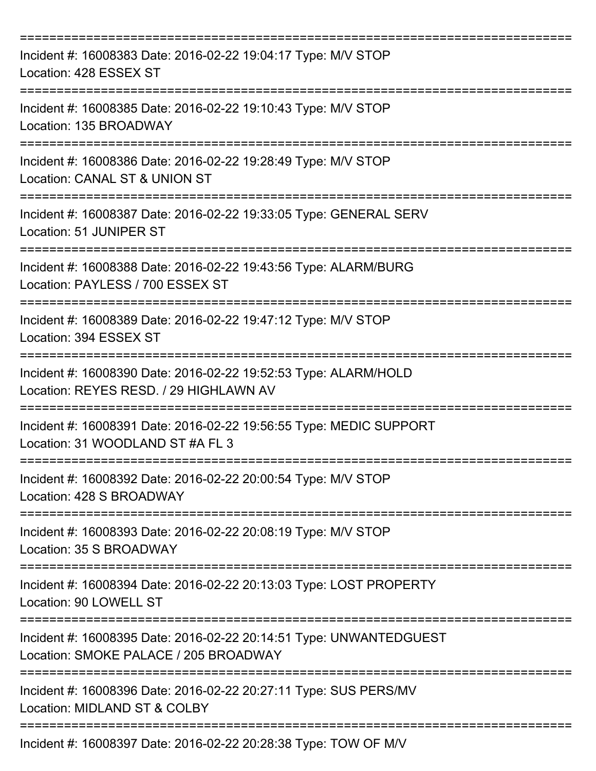===========================================================================
Incident #: 16008383 Date: 2016-02-22 19:04:17 Type: M/V STOP
Location: 428 ESSEX ST
===========================================================================
Incident #: 16008385 Date: 2016-02-22 19:10:43 Type: M/V STOP
Location: 135 BROADWAY
===========================================================================
Incident #: 16008386 Date: 2016-02-22 19:28:49 Type: M/V STOP
Location: CANAL ST & UNION ST
===========================================================================
Incident #: 16008387 Date: 2016-02-22 19:33:05 Type: GENERAL SERV
Location: 51 JUNIPER ST
===========================================================================
Incident #: 16008388 Date: 2016-02-22 19:43:56 Type: ALARM/BURG
Location: PAYLESS / 700 ESSEX ST
===========================================================================
Incident #: 16008389 Date: 2016-02-22 19:47:12 Type: M/V STOP
Location: 394 ESSEX ST
===========================================================================
Incident #: 16008390 Date: 2016-02-22 19:52:53 Type: ALARM/HOLD
Location: REYES RESD. / 29 HIGHLAWN AV
===========================================================================
Incident #: 16008391 Date: 2016-02-22 19:56:55 Type: MEDIC SUPPORT
Location: 31 WOODLAND ST #A FL 3
===========================================================================
Incident #: 16008392 Date: 2016-02-22 20:00:54 Type: M/V STOP
Location: 428 S BROADWAY
===========================================================================
Incident #: 16008393 Date: 2016-02-22 20:08:19 Type: M/V STOP
Location: 35 S BROADWAY
===========================================================================
Incident #: 16008394 Date: 2016-02-22 20:13:03 Type: LOST PROPERTY
Location: 90 LOWELL ST
===========================================================================
Incident #: 16008395 Date: 2016-02-22 20:14:51 Type: UNWANTEDGUEST
Location: SMOKE PALACE / 205 BROADWAY
===========================================================================
Incident #: 16008396 Date: 2016-02-22 20:27:11 Type: SUS PERS/MV
Location: MIDLAND ST & COLBY
===========================================================================
Incident #: 16008397 Date: 2016-02-22 20:28:38 Type: TOW OF M/V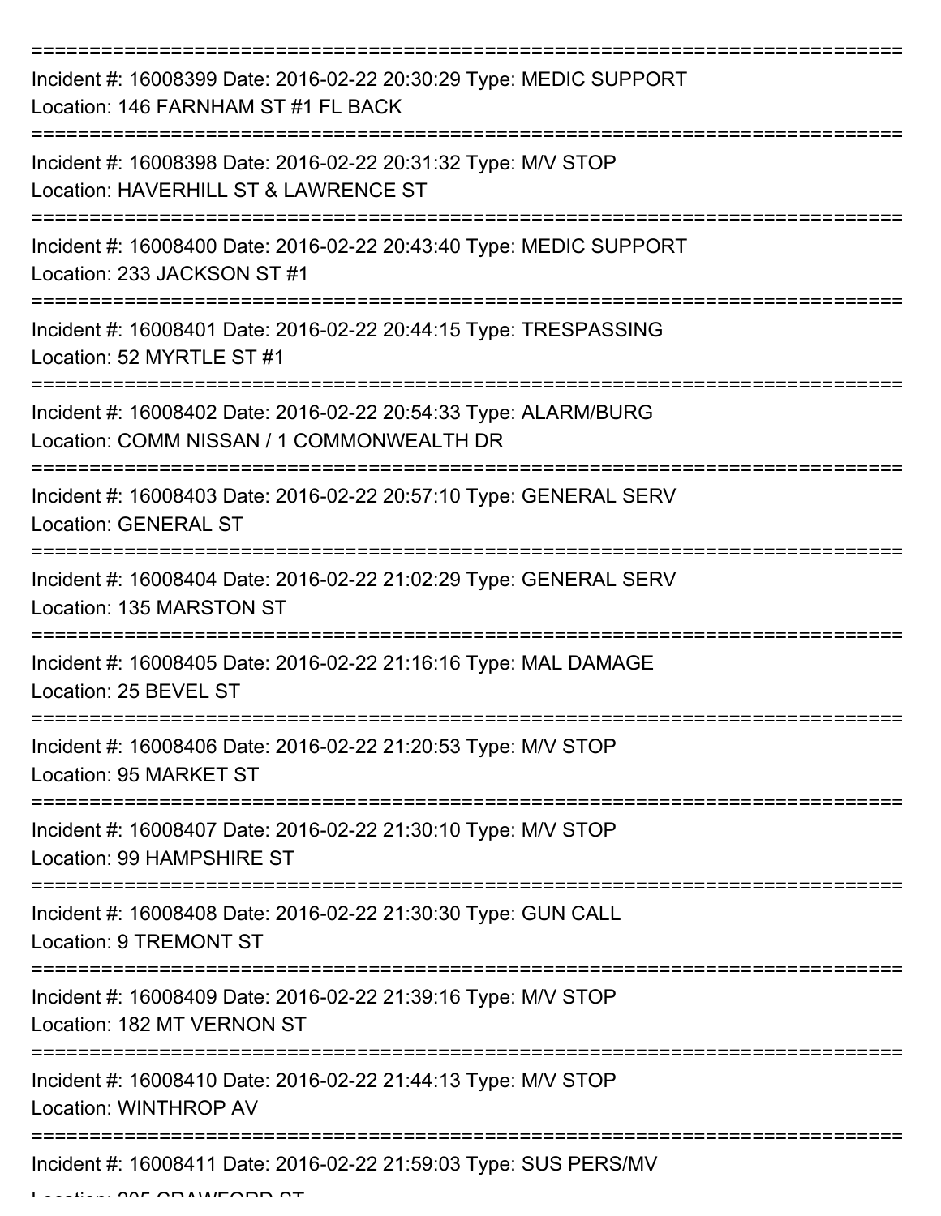===========================================================================

Incident #: 16008399 Date: 2016-02-22 20:30:29 Type: MEDIC SUPPORT
Location: 146 FARNHAM ST #1 FL BACK

===========================================================================

Incident #: 16008398 Date: 2016-02-22 20:31:32 Type: M/V STOP
Location: HAVERHILL ST & LAWRENCE ST

===========================================================================

Incident #: 16008400 Date: 2016-02-22 20:43:40 Type: MEDIC SUPPORT
Location: 233 JACKSON ST #1

===========================================================================

Incident #: 16008401 Date: 2016-02-22 20:44:15 Type: TRESPASSING
Location: 52 MYRTLE ST #1

===========================================================================

Incident #: 16008402 Date: 2016-02-22 20:54:33 Type: ALARM/BURG
Location: COMM NISSAN / 1 COMMONWEALTH DR

===========================================================================

Incident #: 16008403 Date: 2016-02-22 20:57:10 Type: GENERAL SERV
Location: GENERAL ST

===========================================================================

Incident #: 16008404 Date: 2016-02-22 21:02:29 Type: GENERAL SERV
Location: 135 MARSTON ST

===========================================================================

Incident #: 16008405 Date: 2016-02-22 21:16:16 Type: MAL DAMAGE
Location: 25 BEVEL ST

===========================================================================

Incident #: 16008406 Date: 2016-02-22 21:20:53 Type: M/V STOP
Location: 95 MARKET ST

===========================================================================

Incident #: 16008407 Date: 2016-02-22 21:30:10 Type: M/V STOP
Location: 99 HAMPSHIRE ST

===========================================================================

Incident #: 16008408 Date: 2016-02-22 21:30:30 Type: GUN CALL
Location: 9 TREMONT ST

===========================================================================

Incident #: 16008409 Date: 2016-02-22 21:39:16 Type: M/V STOP
Location: 182 MT VERNON ST

===========================================================================

Incident #: 16008410 Date: 2016-02-22 21:44:13 Type: M/V STOP
Location: WINTHROP AV

===========================================================================

Incident #: 16008411 Date: 2016-02-22 21:59:03 Type: SUS PERS/MV
Location: 205 CRAWFORD ST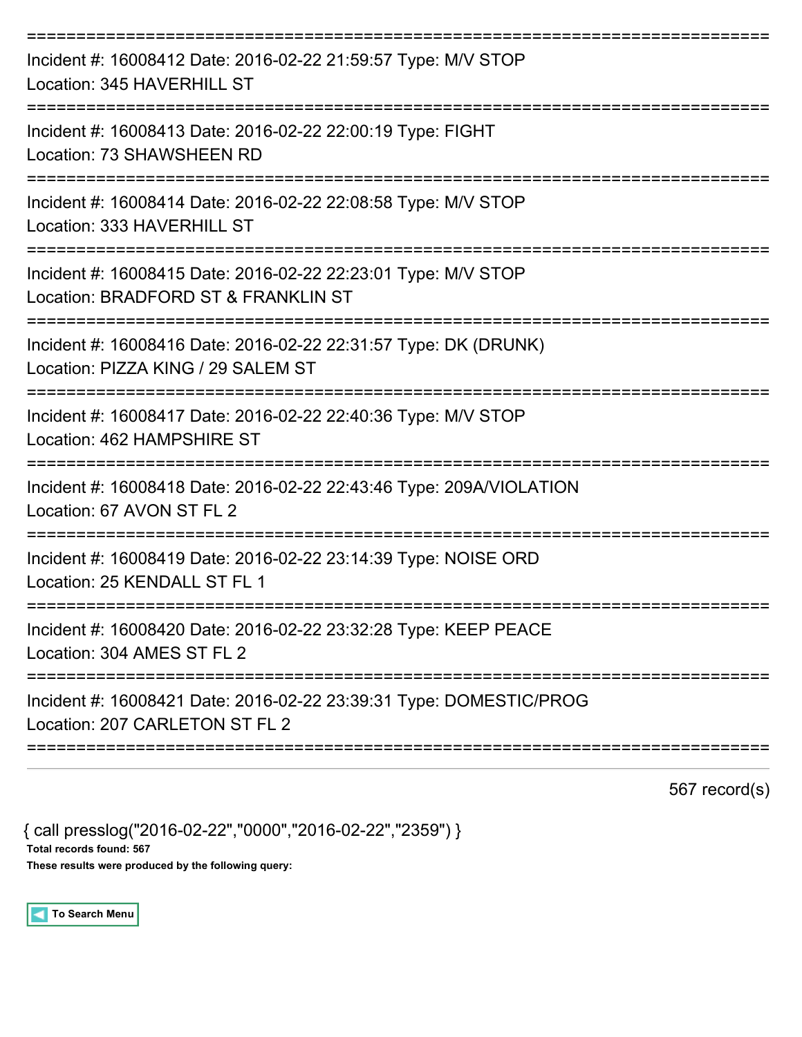===========================================================================

Incident #: 16008412 Date: 2016-02-22 21:59:57 Type: M/V STOP
Location: 345 HAVERHILL ST

===========================================================================

Incident #: 16008413 Date: 2016-02-22 22:00:19 Type: FIGHT
Location: 73 SHAWSHEEN RD

===========================================================================

Incident #: 16008414 Date: 2016-02-22 22:08:58 Type: M/V STOP
Location: 333 HAVERHILL ST

===========================================================================

Incident #: 16008415 Date: 2016-02-22 22:23:01 Type: M/V STOP
Location: BRADFORD ST & FRANKLIN ST

===========================================================================

Incident #: 16008416 Date: 2016-02-22 22:31:57 Type: DK (DRUNK)
Location: PIZZA KING / 29 SALEM ST

===========================================================================

Incident #: 16008417 Date: 2016-02-22 22:40:36 Type: M/V STOP
Location: 462 HAMPSHIRE ST

===========================================================================

Incident #: 16008418 Date: 2016-02-22 22:43:46 Type: 209A/VIOLATION
Location: 67 AVON ST FL 2

===========================================================================

Incident #: 16008419 Date: 2016-02-22 23:14:39 Type: NOISE ORD
Location: 25 KENDALL ST FL 1

===========================================================================

Incident #: 16008420 Date: 2016-02-22 23:32:28 Type: KEEP PEACE
Location: 304 AMES ST FL 2

===========================================================================

Incident #: 16008421 Date: 2016-02-22 23:39:31 Type: DOMESTIC/PROG
Location: 207 CARLETON ST FL 2

===========================================================================

567 record(s)

{ call presslog("2016-02-22","0000","2016-02-22","2359") }

**Total records found: 567**

**These results were produced by the following query:**

To Search Menu